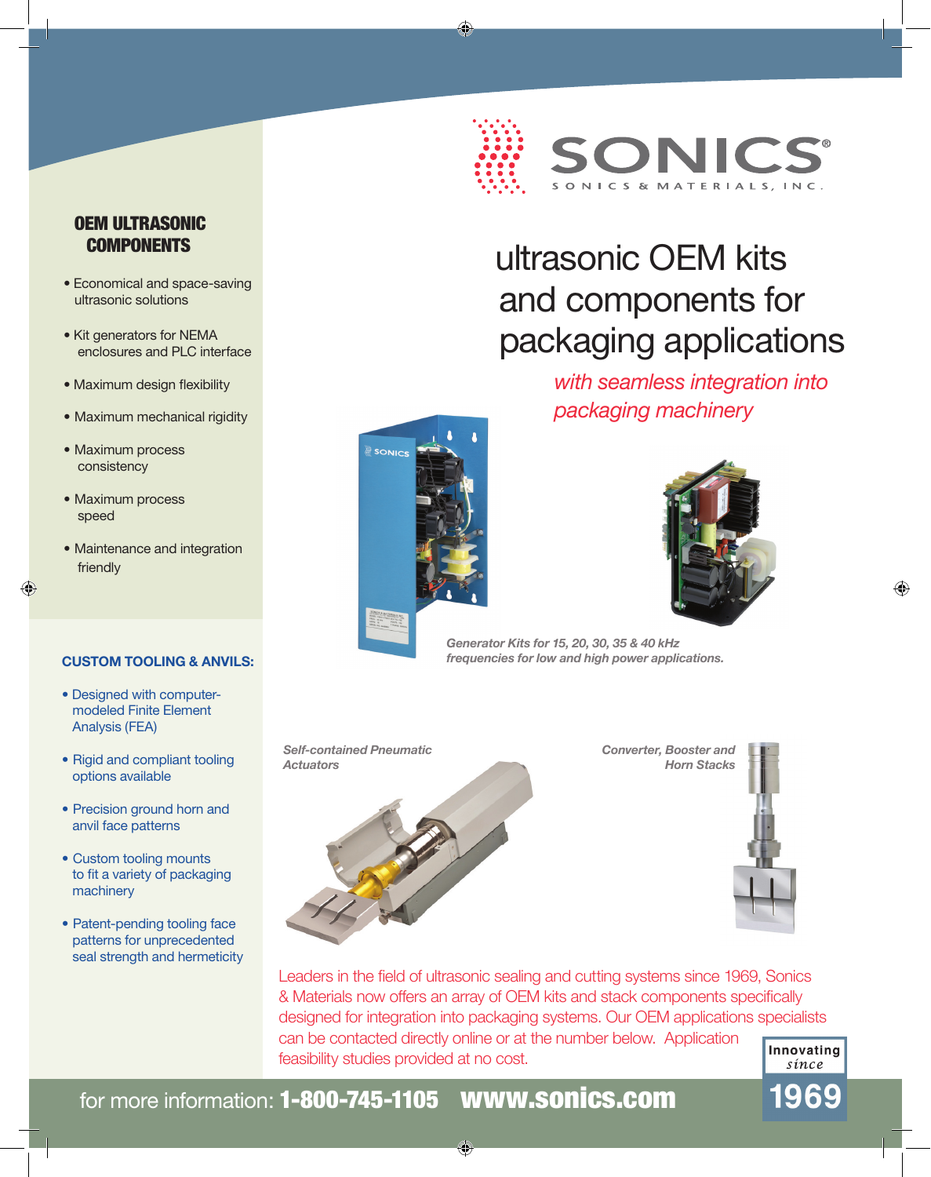SONICS®

SONICS & MATERIALS, INC.

# ultrasonic OEM kits and components for packaging applications

*with seamless integration into packaging machinery*

## OEM ULTRASONIC COMPONENTS

- Economical and space-saving ultrasonic solutions
- Kit generators for NEMA enclosures and PLC interface
- Maximum design flexibility
- Maximum mechanical rigidity
- Maximum process consistency
- Maximum process speed
- Maintenance and integration friendly

## CUSTOM TOOLING & ANVILS:

- Designed with computer-modeled Finite Element Analysis (FEA)
- Rigid and compliant tooling options available
- Precision ground horn and anvil face patterns
- Custom tooling mounts to fit a variety of packaging machinery
- Patent-pending tooling face patterns for unprecedented seal strength and hermeticity

*Generator Kits for 15, 20, 30, 35 & 40 kHz frequencies for low and high power applications.*

*Self-contained Pneumatic Actuators*

*Converter, Booster and Horn Stacks*

Leaders in the field of ultrasonic sealing and cutting systems since 1969, Sonics & Materials now offers an array of OEM kits and stack components specifically designed for integration into packaging systems. Our OEM applications specialists can be contacted directly online or at the number below. Application feasibility studies provided at no cost.

Innovating since 1969

for more information: **1-800-745-1105** **www.sonics.com**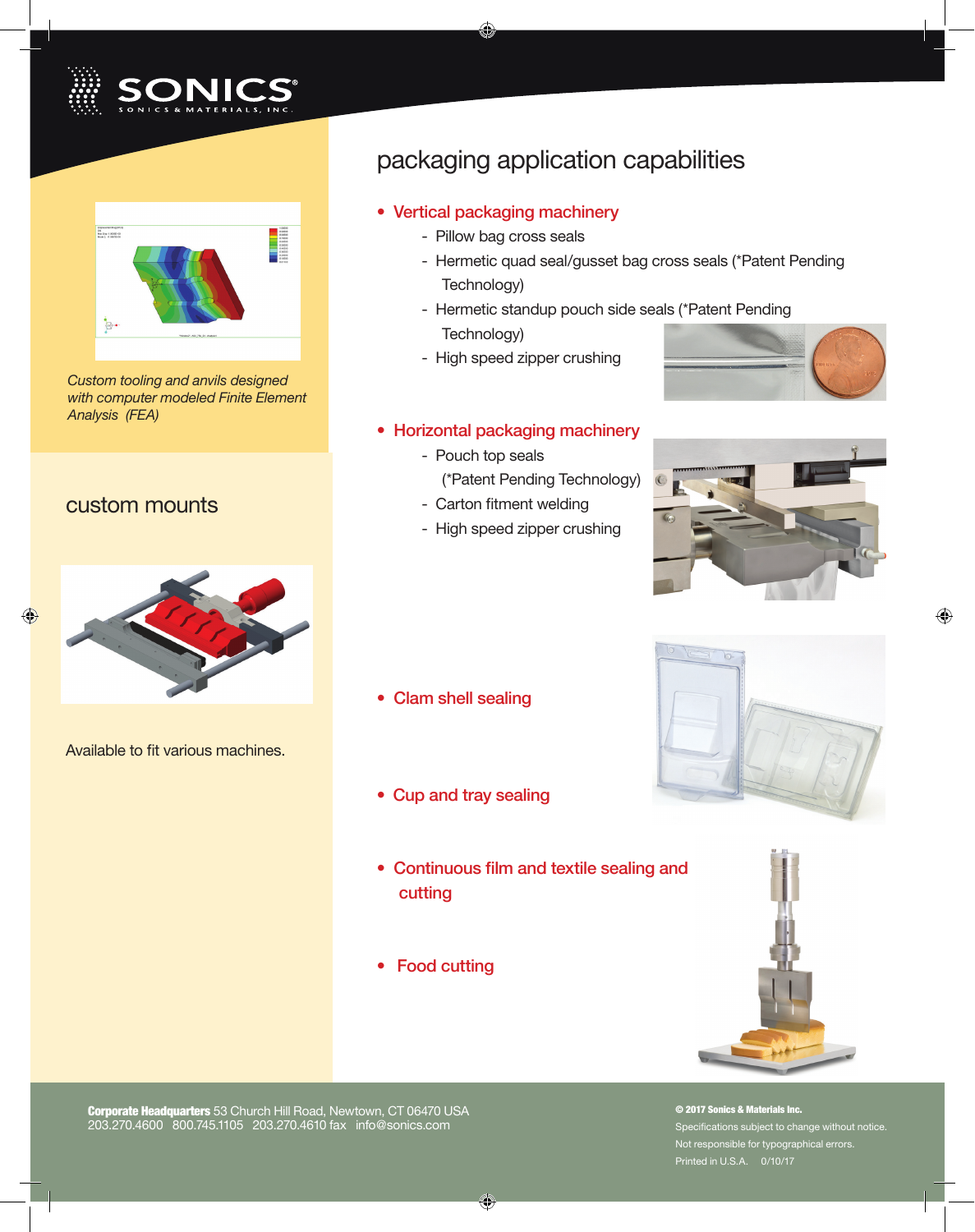# packaging application capabilities

- **Vertical packaging machinery**
  - Pillow bag cross seals
  - Hermetic quad seal/gusset bag cross seals (*Patent Pending Technology)
  - Hermetic standup pouch side seals (*Patent Pending Technology)
  - High speed zipper crushing

- **Horizontal packaging machinery**
  - Pouch top seals (*Patent Pending Technology)
  - Carton fitment welding
  - High speed zipper crushing

- **Clam shell sealing**

- **Cup and tray sealing**

- **Continuous film and textile sealing and cutting**

- **Food cutting**

*Custom tooling and anvils designed with computer modeled Finite Element Analysis (FEA)*

## custom mounts

Available to fit various machines.

**Corporate Headquarters** 53 Church Hill Road, Newtown, CT 06470 USA
203.270.4600 800.745.1105 203.270.4610 fax info@sonics.com

**© 2017 Sonics & Materials Inc.**
Specifications subject to change without notice.
Not responsible for typographical errors.
Printed in U.S.A. 0/10/17